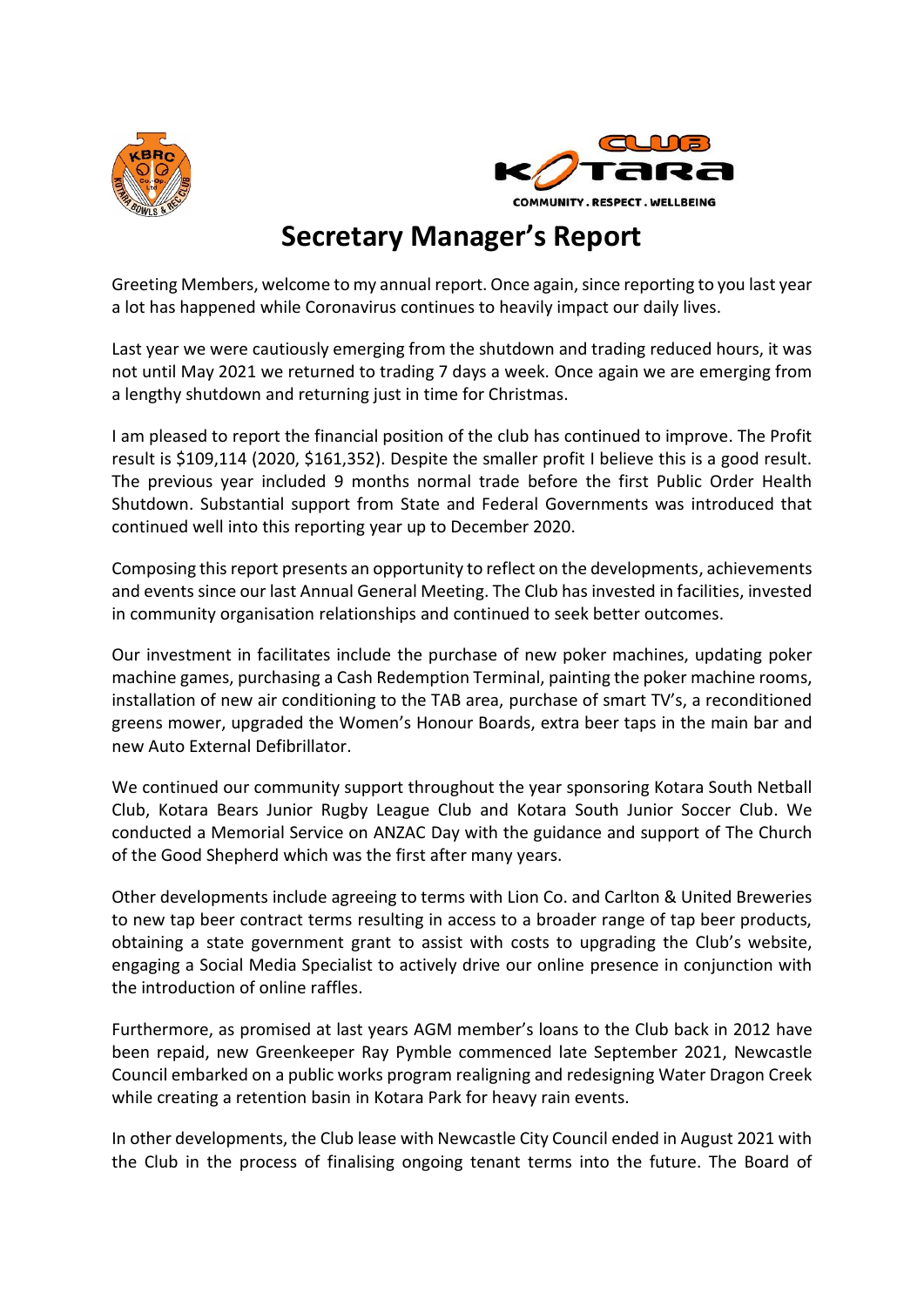# Secretary Manager's Report

Greeting Members, welcome to my annual report. Once again, since reporting to you last year a lot has happened while Coronavirus continues to heavily impact our daily lives.

Last year we were cautiously emerging from the shutdown and trading reduced hours, it was not until May 2021 we returned to trading 7 days a week. Once again we are emerging from a lengthy shutdown and returning just in time for Christmas.

I am pleased to report the financial position of the club has continued to improve. The Profit result is $109,114 (2020, $161,352). Despite the smaller profit I believe this is a good result. The previous year included 9 months normal trade before the first Public Order Health Shutdown. Substantial support from State and Federal Governments was introduced that continued well into this reporting year up to December 2020.

Composing this report presents an opportunity to reflect on the developments, achievements and events since our last Annual General Meeting. The Club has invested in facilities, invested in community organisation relationships and continued to seek better outcomes.

Our investment in facilitates include the purchase of new poker machines, updating poker machine games, purchasing a Cash Redemption Terminal, painting the poker machine rooms, installation of new air conditioning to the TAB area, purchase of smart TV's, a reconditioned greens mower, upgraded the Women's Honour Boards, extra beer taps in the main bar and new Auto External Defibrillator.

We continued our community support throughout the year sponsoring Kotara South Netball Club, Kotara Bears Junior Rugby League Club and Kotara South Junior Soccer Club. We conducted a Memorial Service on ANZAC Day with the guidance and support of The Church of the Good Shepherd which was the first after many years.

Other developments include agreeing to terms with Lion Co. and Carlton & United Breweries to new tap beer contract terms resulting in access to a broader range of tap beer products, obtaining a state government grant to assist with costs to upgrading the Club's website, engaging a Social Media Specialist to actively drive our online presence in conjunction with the introduction of online raffles.

Furthermore, as promised at last years AGM member's loans to the Club back in 2012 have been repaid, new Greenkeeper Ray Pymble commenced late September 2021, Newcastle Council embarked on a public works program realigning and redesigning Water Dragon Creek while creating a retention basin in Kotara Park for heavy rain events.

In other developments, the Club lease with Newcastle City Council ended in August 2021 with the Club in the process of finalising ongoing tenant terms into the future. The Board of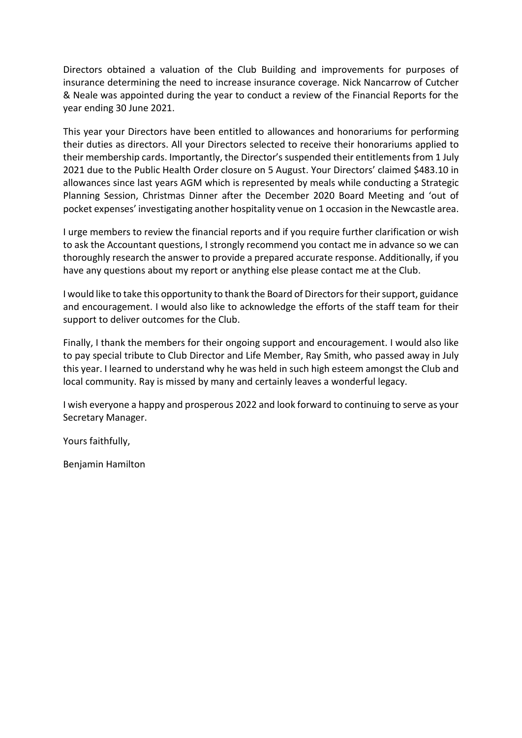Directors obtained a valuation of the Club Building and improvements for purposes of insurance determining the need to increase insurance coverage. Nick Nancarrow of Cutcher & Neale was appointed during the year to conduct a review of the Financial Reports for the year ending 30 June 2021.

This year your Directors have been entitled to allowances and honorariums for performing their duties as directors. All your Directors selected to receive their honorariums applied to their membership cards. Importantly, the Director's suspended their entitlements from 1 July 2021 due to the Public Health Order closure on 5 August. Your Directors' claimed $483.10 in allowances since last years AGM which is represented by meals while conducting a Strategic Planning Session, Christmas Dinner after the December 2020 Board Meeting and 'out of pocket expenses' investigating another hospitality venue on 1 occasion in the Newcastle area.

I urge members to review the financial reports and if you require further clarification or wish to ask the Accountant questions, I strongly recommend you contact me in advance so we can thoroughly research the answer to provide a prepared accurate response. Additionally, if you have any questions about my report or anything else please contact me at the Club.

I would like to take this opportunity to thank the Board of Directors for their support, guidance and encouragement. I would also like to acknowledge the efforts of the staff team for their support to deliver outcomes for the Club.

Finally, I thank the members for their ongoing support and encouragement. I would also like to pay special tribute to Club Director and Life Member, Ray Smith, who passed away in July this year. I learned to understand why he was held in such high esteem amongst the Club and local community. Ray is missed by many and certainly leaves a wonderful legacy.

I wish everyone a happy and prosperous 2022 and look forward to continuing to serve as your Secretary Manager.

Yours faithfully,

Benjamin Hamilton